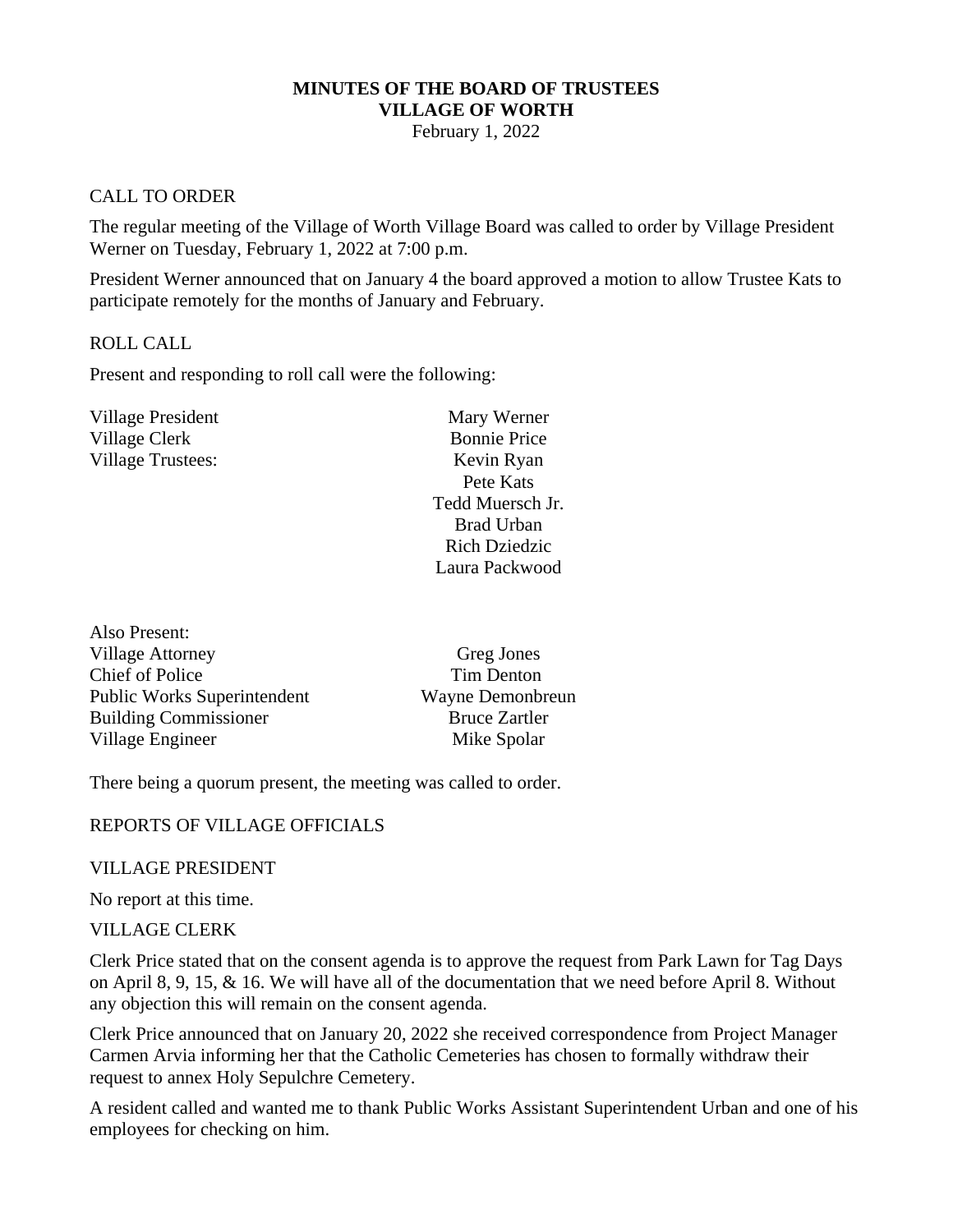**MINUTES OF THE BOARD OF TRUSTEES**
**VILLAGE OF WORTH**
February 1, 2022

CALL TO ORDER

The regular meeting of the Village of Worth Village Board was called to order by Village President Werner on Tuesday, February 1, 2022 at 7:00 p.m.

President Werner announced that on January 4 the board approved a motion to allow Trustee Kats to participate remotely for the months of January and February.

ROLL CALL

Present and responding to roll call were the following:

| | |
|---|---|
| Village President | Mary Werner |
| Village Clerk | Bonnie Price |
| Village Trustees: | Kevin Ryan |
| | Pete Kats |
| | Tedd Muersch Jr. |
| | Brad Urban |
| | Rich Dziedzic |
| | Laura Packwood |

Also Present:

| | |
|---|---|
| Village Attorney | Greg Jones |
| Chief of Police | Tim Denton |
| Public Works Superintendent | Wayne Demonbreun |
| Building Commissioner | Bruce Zartler |
| Village Engineer | Mike Spolar |

There being a quorum present, the meeting was called to order.

REPORTS OF VILLAGE OFFICIALS

VILLAGE PRESIDENT

No report at this time.

VILLAGE CLERK

Clerk Price stated that on the consent agenda is to approve the request from Park Lawn for Tag Days on April 8, 9, 15, & 16. We will have all of the documentation that we need before April 8. Without any objection this will remain on the consent agenda.

Clerk Price announced that on January 20, 2022 she received correspondence from Project Manager Carmen Arvia informing her that the Catholic Cemeteries has chosen to formally withdraw their request to annex Holy Sepulchre Cemetery.

A resident called and wanted me to thank Public Works Assistant Superintendent Urban and one of his employees for checking on him.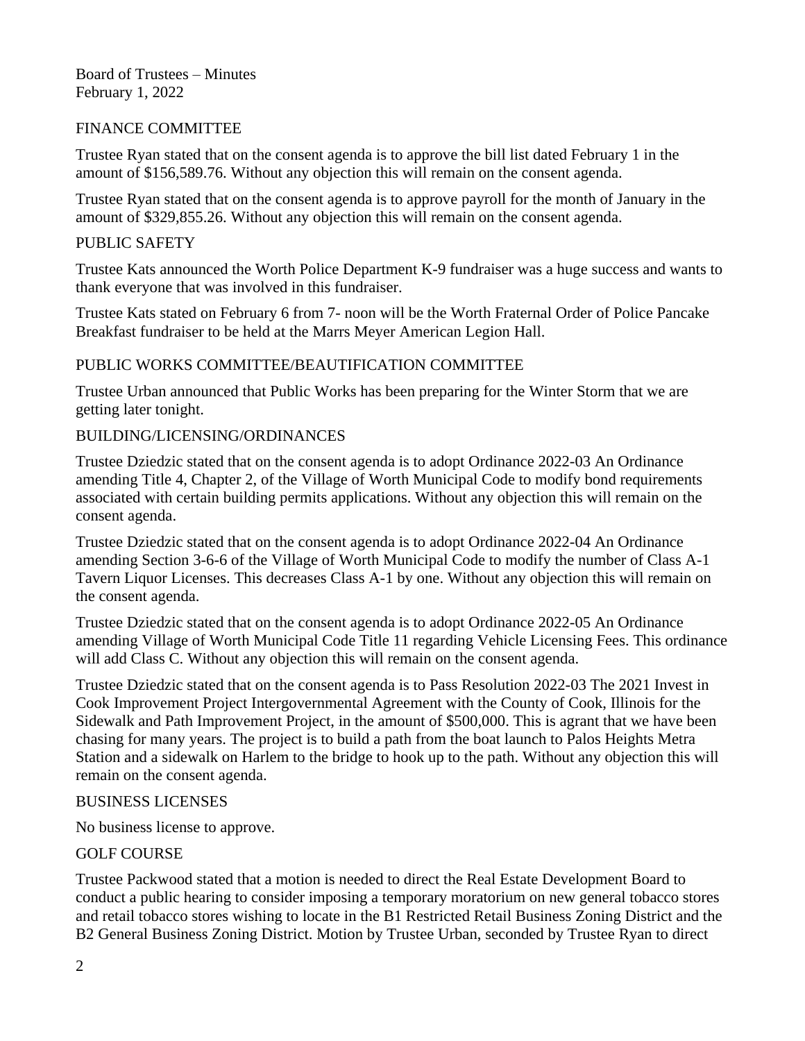Board of Trustees – Minutes
February 1, 2022

## FINANCE COMMITTEE

Trustee Ryan stated that on the consent agenda is to approve the bill list dated February 1 in the amount of $156,589.76. Without any objection this will remain on the consent agenda.

Trustee Ryan stated that on the consent agenda is to approve payroll for the month of January in the amount of $329,855.26. Without any objection this will remain on the consent agenda.

## PUBLIC SAFETY

Trustee Kats announced the Worth Police Department K-9 fundraiser was a huge success and wants to thank everyone that was involved in this fundraiser.

Trustee Kats stated on February 6 from 7- noon will be the Worth Fraternal Order of Police Pancake Breakfast fundraiser to be held at the Marrs Meyer American Legion Hall.

## PUBLIC WORKS COMMITTEE/BEAUTIFICATION COMMITTEE

Trustee Urban announced that Public Works has been preparing for the Winter Storm that we are getting later tonight.

## BUILDING/LICENSING/ORDINANCES

Trustee Dziedzic stated that on the consent agenda is to adopt Ordinance 2022-03 An Ordinance amending Title 4, Chapter 2, of the Village of Worth Municipal Code to modify bond requirements associated with certain building permits applications. Without any objection this will remain on the consent agenda.

Trustee Dziedzic stated that on the consent agenda is to adopt Ordinance 2022-04 An Ordinance amending Section 3-6-6 of the Village of Worth Municipal Code to modify the number of Class A-1 Tavern Liquor Licenses. This decreases Class A-1 by one. Without any objection this will remain on the consent agenda.

Trustee Dziedzic stated that on the consent agenda is to adopt Ordinance 2022-05 An Ordinance amending Village of Worth Municipal Code Title 11 regarding Vehicle Licensing Fees. This ordinance will add Class C. Without any objection this will remain on the consent agenda.

Trustee Dziedzic stated that on the consent agenda is to Pass Resolution 2022-03 The 2021 Invest in Cook Improvement Project Intergovernmental Agreement with the County of Cook, Illinois for the Sidewalk and Path Improvement Project, in the amount of $500,000. This is agrant that we have been chasing for many years. The project is to build a path from the boat launch to Palos Heights Metra Station and a sidewalk on Harlem to the bridge to hook up to the path. Without any objection this will remain on the consent agenda.

## BUSINESS LICENSES

No business license to approve.

## GOLF COURSE

Trustee Packwood stated that a motion is needed to direct the Real Estate Development Board to conduct a public hearing to consider imposing a temporary moratorium on new general tobacco stores and retail tobacco stores wishing to locate in the B1 Restricted Retail Business Zoning District and the B2 General Business Zoning District. Motion by Trustee Urban, seconded by Trustee Ryan to direct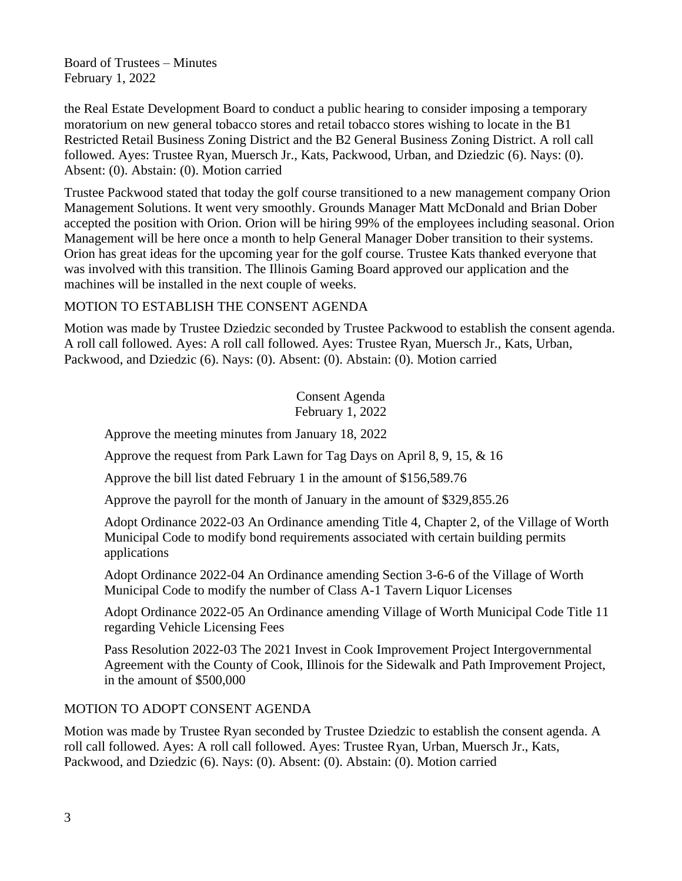the Real Estate Development Board to conduct a public hearing to consider imposing a temporary moratorium on new general tobacco stores and retail tobacco stores wishing to locate in the B1 Restricted Retail Business Zoning District and the B2 General Business Zoning District. A roll call followed. Ayes: Trustee Ryan, Muersch Jr., Kats, Packwood, Urban, and Dziedzic (6). Nays: (0). Absent: (0). Abstain: (0). Motion carried

Trustee Packwood stated that today the golf course transitioned to a new management company Orion Management Solutions. It went very smoothly. Grounds Manager Matt McDonald and Brian Dober accepted the position with Orion. Orion will be hiring 99% of the employees including seasonal. Orion Management will be here once a month to help General Manager Dober transition to their systems. Orion has great ideas for the upcoming year for the golf course. Trustee Kats thanked everyone that was involved with this transition. The Illinois Gaming Board approved our application and the machines will be installed in the next couple of weeks.

MOTION TO ESTABLISH THE CONSENT AGENDA

Motion was made by Trustee Dziedzic seconded by Trustee Packwood to establish the consent agenda. A roll call followed. Ayes: A roll call followed. Ayes: Trustee Ryan, Muersch Jr., Kats, Urban, Packwood, and Dziedzic (6). Nays: (0). Absent: (0). Abstain: (0). Motion carried

Consent Agenda
February 1, 2022

Approve the meeting minutes from January 18, 2022

Approve the request from Park Lawn for Tag Days on April 8, 9, 15, & 16

Approve the bill list dated February 1 in the amount of $156,589.76

Approve the payroll for the month of January in the amount of $329,855.26

Adopt Ordinance 2022-03 An Ordinance amending Title 4, Chapter 2, of the Village of Worth Municipal Code to modify bond requirements associated with certain building permits applications

Adopt Ordinance 2022-04 An Ordinance amending Section 3-6-6 of the Village of Worth Municipal Code to modify the number of Class A-1 Tavern Liquor Licenses

Adopt Ordinance 2022-05 An Ordinance amending Village of Worth Municipal Code Title 11 regarding Vehicle Licensing Fees

Pass Resolution 2022-03 The 2021 Invest in Cook Improvement Project Intergovernmental Agreement with the County of Cook, Illinois for the Sidewalk and Path Improvement Project, in the amount of $500,000

MOTION TO ADOPT CONSENT AGENDA

Motion was made by Trustee Ryan seconded by Trustee Dziedzic to establish the consent agenda. A roll call followed. Ayes: A roll call followed. Ayes: Trustee Ryan, Urban, Muersch Jr., Kats, Packwood, and Dziedzic (6). Nays: (0). Absent: (0). Abstain: (0). Motion carried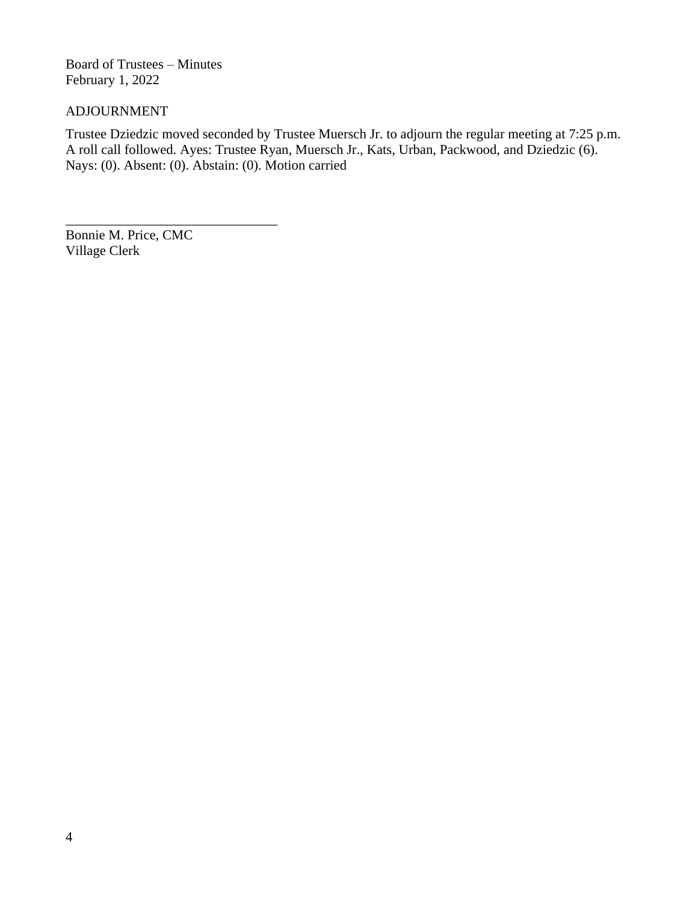ADJOURNMENT

Trustee Dziedzic moved seconded by Trustee Muersch Jr. to adjourn the regular meeting at 7:25 p.m. A roll call followed. Ayes: Trustee Ryan, Muersch Jr., Kats, Urban, Packwood, and Dziedzic (6). Nays: (0). Absent: (0). Abstain: (0). Motion carried

_______________________________
Bonnie M. Price, CMC
Village Clerk